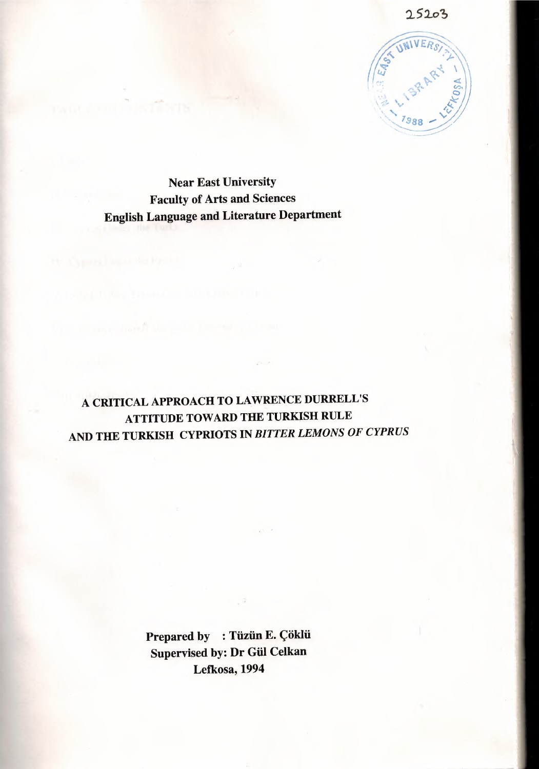25203

Near East University
Faculty of Arts and Sciences
English Language and Literature Department

# A CRITICAL APPROACH TO LAWRENCE DURRELL'S ATTITUDE TOWARD THE TURKISH RULE AND THE TURKISH CYPRIOTS IN *BITTER LEMONS OF CYPRUS*

**Prepared by : Tüzün E. Çöklü**
**Supervised by: Dr Gül Celkan**
**Lefkosa, 1994**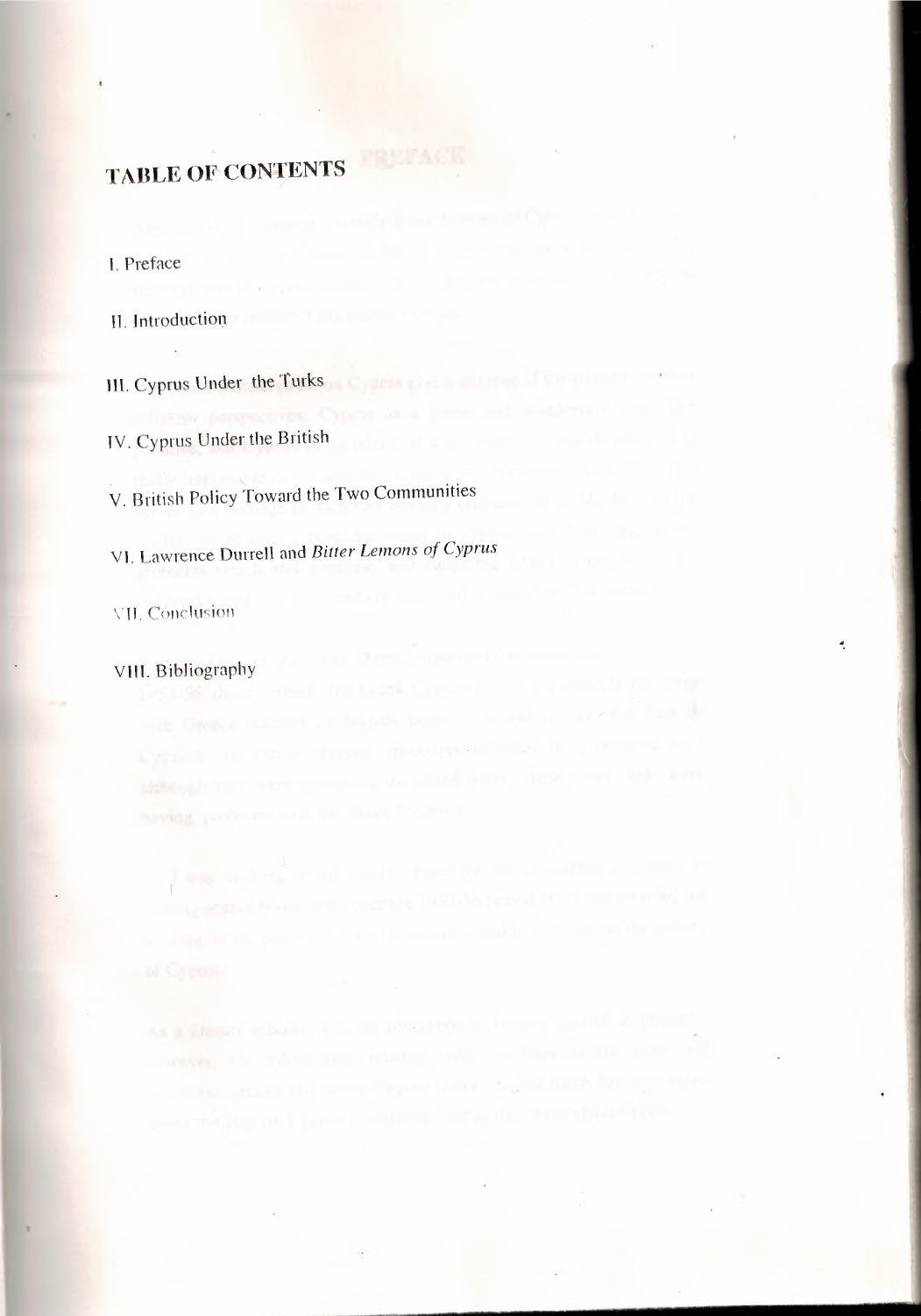# TABLE OF CONTENTS

I. Preface

II. Introduction

III. Cyprus Under the Turks

IV. Cyprus Under the British

V. British Policy Toward the Two Communities

VI. Lawrence Durrell and *Bitter Lemons of Cyprus*

VII. Conclusion

VIII. Bibliography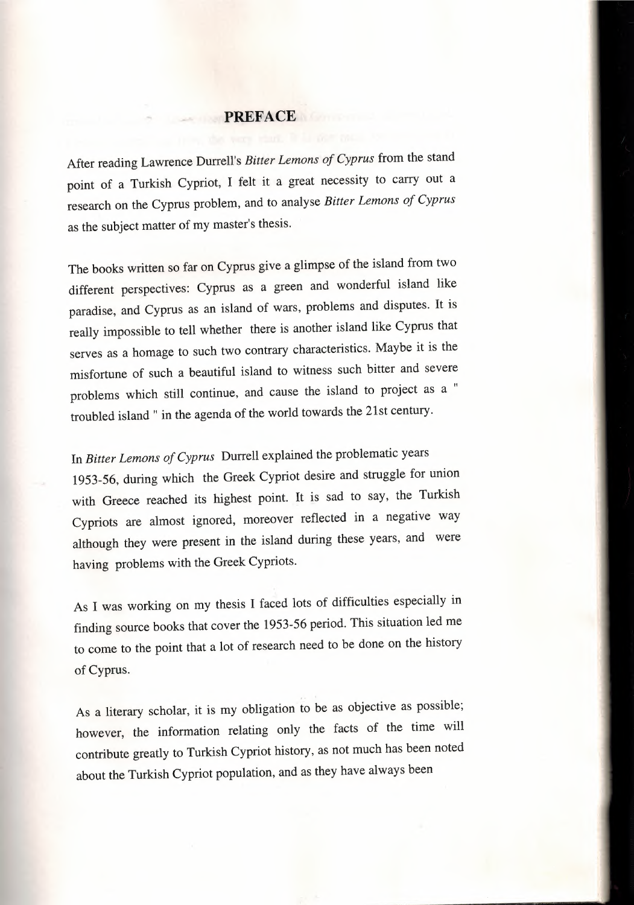## PREFACE

After reading Lawrence Durrell's *Bitter Lemons of Cyprus* from the stand point of a Turkish Cypriot, I felt it a great necessity to carry out a research on the Cyprus problem, and to analyse *Bitter Lemons of Cyprus* as the subject matter of my master's thesis.

The books written so far on Cyprus give a glimpse of the island from two different perspectives: Cyprus as a green and wonderful island like paradise, and Cyprus as an island of wars, problems and disputes. It is really impossible to tell whether there is another island like Cyprus that serves as a homage to such two contrary characteristics. Maybe it is the misfortune of such a beautiful island to witness such bitter and severe problems which still continue, and cause the island to project as a " troubled island " in the agenda of the world towards the 21st century.

In *Bitter Lemons of Cyprus* Durrell explained the problematic years 1953-56, during which the Greek Cypriot desire and struggle for union with Greece reached its highest point. It is sad to say, the Turkish Cypriots are almost ignored, moreover reflected in a negative way although they were present in the island during these years, and were having problems with the Greek Cypriots.

As I was working on my thesis I faced lots of difficulties especially in finding source books that cover the 1953-56 period. This situation led me to come to the point that a lot of research need to be done on the history of Cyprus.

As a literary scholar, it is my obligation to be as objective as possible; however, the information relating only the facts of the time will contribute greatly to Turkish Cypriot history, as not much has been noted about the Turkish Cypriot population, and as they have always been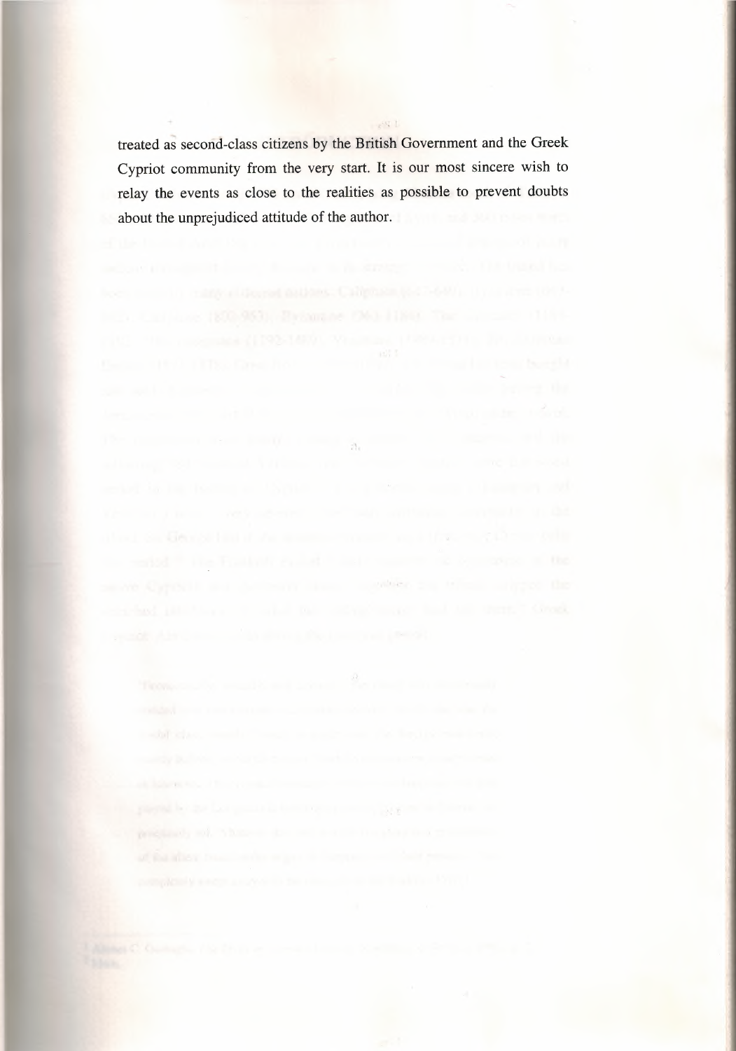treated as second-class citizens by the British Government and the Greek Cypriot community from the very start. It is our most sincere wish to relay the events as close to the realities as possible to prevent doubts about the unprejudiced attitude of the author.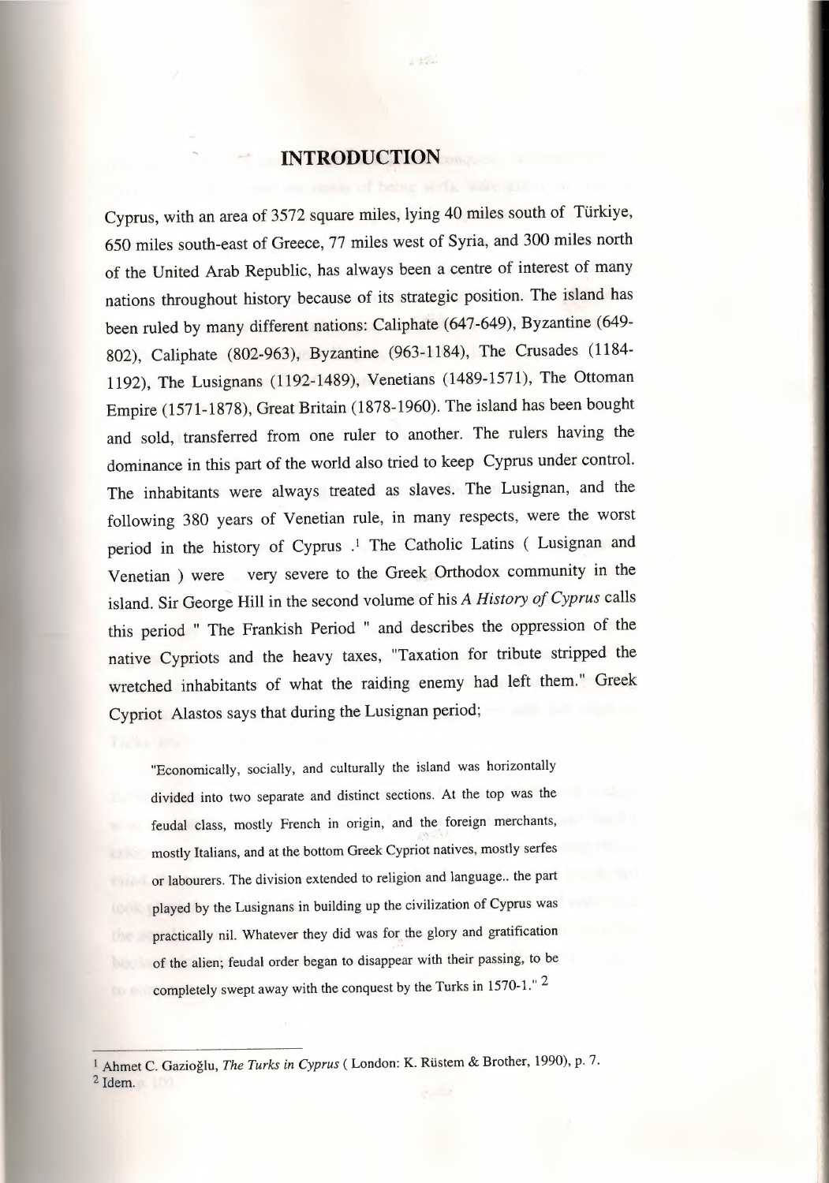# INTRODUCTION

Cyprus, with an area of 3572 square miles, lying 40 miles south of Türkiye, 650 miles south-east of Greece, 77 miles west of Syria, and 300 miles north of the United Arab Republic, has always been a centre of interest of many nations throughout history because of its strategic position. The island has been ruled by many different nations: Caliphate (647-649), Byzantine (649-802), Caliphate (802-963), Byzantine (963-1184), The Crusades (1184-1192), The Lusignans (1192-1489), Venetians (1489-1571), The Ottoman Empire (1571-1878), Great Britain (1878-1960). The island has been bought and sold, transferred from one ruler to another. The rulers having the dominance in this part of the world also tried to keep Cyprus under control. The inhabitants were always treated as slaves. The Lusignan, and the following 380 years of Venetian rule, in many respects, were the worst period in the history of Cyprus .[1] The Catholic Latins ( Lusignan and Venetian ) were very severe to the Greek Orthodox community in the island. Sir George Hill in the second volume of his *A History of Cyprus* calls this period " The Frankish Period " and describes the oppression of the native Cypriots and the heavy taxes, "Taxation for tribute stripped the wretched inhabitants of what the raiding enemy had left them." Greek Cypriot Alastos says that during the Lusignan period;

> "Economically, socially, and culturally the island was horizontally divided into two separate and distinct sections. At the top was the feudal class, mostly French in origin, and the foreign merchants, mostly Italians, and at the bottom Greek Cypriot natives, mostly serfes or labourers. The division extended to religion and language.. the part played by the Lusignans in building up the civilization of Cyprus was practically nil. Whatever they did was for the glory and gratification of the alien; feudal order began to disappear with their passing, to be completely swept away with the conquest by the Turks in 1570-1." [2]

---

[1] Ahmet C. Gazioğlu, *The Turks in Cyprus* ( London: K. Rüstem & Brother, 1990), p. 7.
[2] Idem.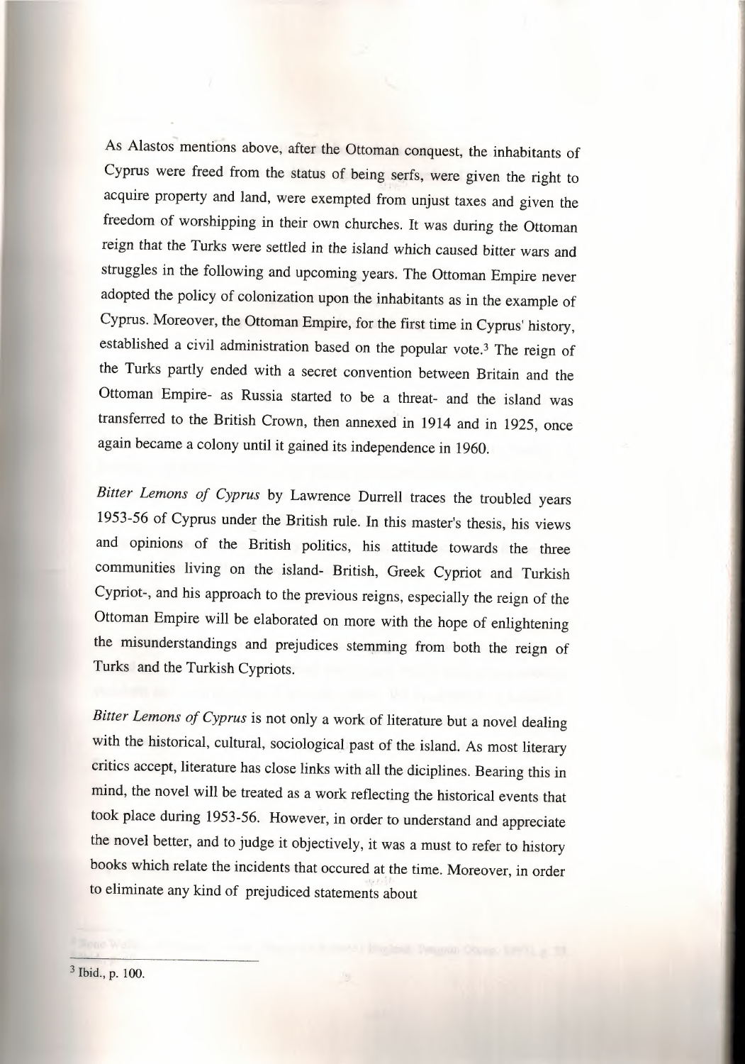As Alastos mentions above, after the Ottoman conquest, the inhabitants of Cyprus were freed from the status of being serfs, were given the right to acquire property and land, were exempted from unjust taxes and given the freedom of worshipping in their own churches. It was during the Ottoman reign that the Turks were settled in the island which caused bitter wars and struggles in the following and upcoming years. The Ottoman Empire never adopted the policy of colonization upon the inhabitants as in the example of Cyprus. Moreover, the Ottoman Empire, for the first time in Cyprus' history, established a civil administration based on the popular vote.[3] The reign of the Turks partly ended with a secret convention between Britain and the Ottoman Empire- as Russia started to be a threat- and the island was transferred to the British Crown, then annexed in 1914 and in 1925, once again became a colony until it gained its independence in 1960.

*Bitter Lemons of Cyprus* by Lawrence Durrell traces the troubled years 1953-56 of Cyprus under the British rule. In this master's thesis, his views and opinions of the British politics, his attitude towards the three communities living on the island- British, Greek Cypriot and Turkish Cypriot-, and his approach to the previous reigns, especially the reign of the Ottoman Empire will be elaborated on more with the hope of enlightening the misunderstandings and prejudices stemming from both the reign of Turks and the Turkish Cypriots.

*Bitter Lemons of Cyprus* is not only a work of literature but a novel dealing with the historical, cultural, sociological past of the island. As most literary critics accept, literature has close links with all the diciplines. Bearing this in mind, the novel will be treated as a work reflecting the historical events that took place during 1953-56. However, in order to understand and appreciate the novel better, and to judge it objectively, it was a must to refer to history books which relate the incidents that occured at the time. Moreover, in order to eliminate any kind of prejudiced statements about

---

[3] Ibid., p. 100.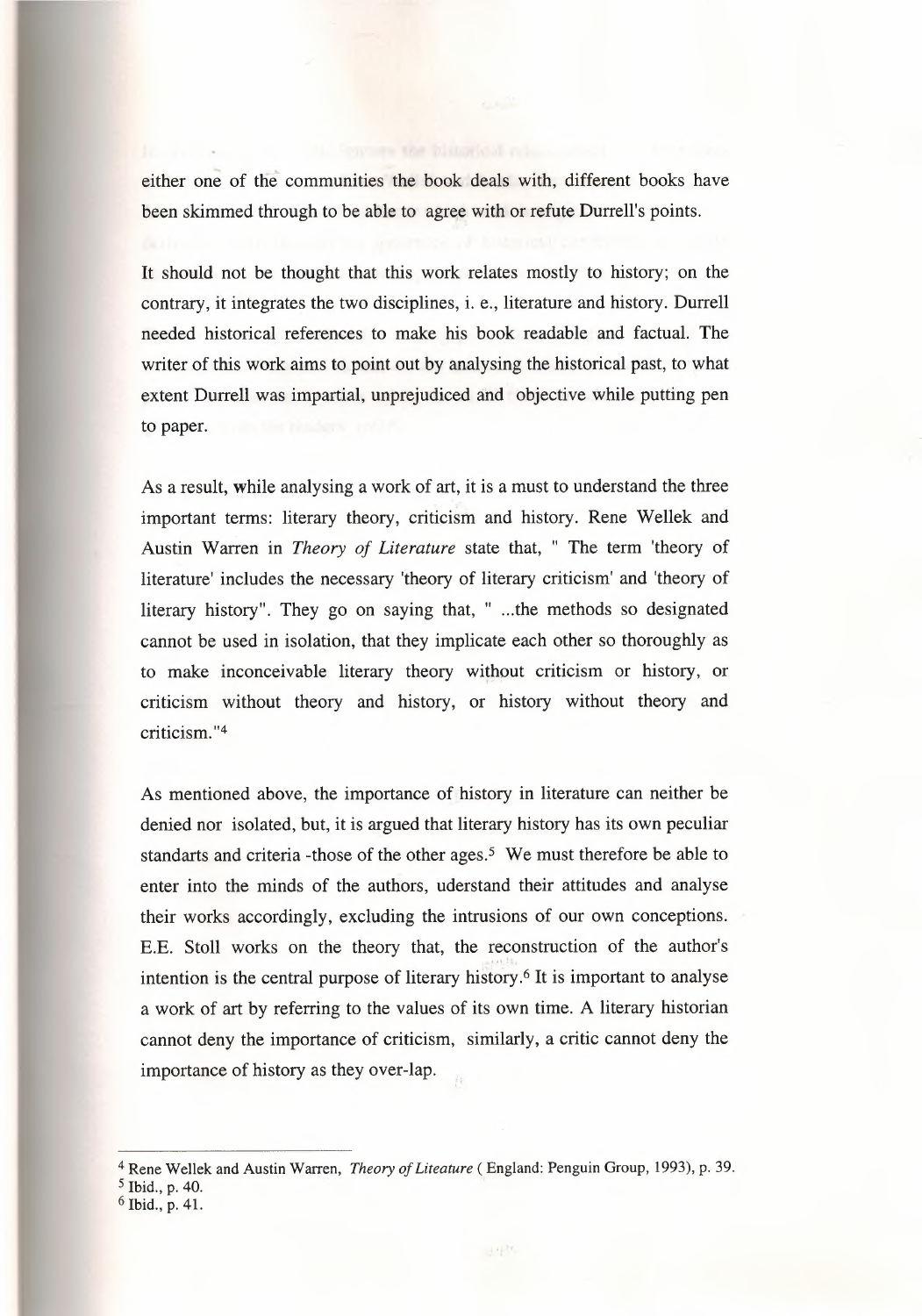either one of the communities the book deals with, different books have been skimmed through to be able to agree with or refute Durrell's points.

It should not be thought that this work relates mostly to history; on the contrary, it integrates the two disciplines, i. e., literature and history. Durrell needed historical references to make his book readable and factual. The writer of this work aims to point out by analysing the historical past, to what extent Durrell was impartial, unprejudiced and objective while putting pen to paper.

As a result, while analysing a work of art, it is a must to understand the three important terms: literary theory, criticism and history. Rene Wellek and Austin Warren in *Theory of Literature* state that, " The term 'theory of literature' includes the necessary 'theory of literary criticism' and 'theory of literary history". They go on saying that, " ...the methods so designated cannot be used in isolation, that they implicate each other so thoroughly as to make inconceivable literary theory without criticism or history, or criticism without theory and history, or history without theory and criticism."[4]

As mentioned above, the importance of history in literature can neither be denied nor isolated, but, it is argued that literary history has its own peculiar standarts and criteria -those of the other ages.[5] We must therefore be able to enter into the minds of the authors, uderstand their attitudes and analyse their works accordingly, excluding the intrusions of our own conceptions. E.E. Stoll works on the theory that, the reconstruction of the author's intention is the central purpose of literary history.[6] It is important to analyse a work of art by referring to the values of its own time. A literary historian cannot deny the importance of criticism, similarly, a critic cannot deny the importance of history as they over-lap.

---

[4] Rene Wellek and Austin Warren, *Theory of Liteature* ( England: Penguin Group, 1993), p. 39.
[5] Ibid., p. 40.
[6] Ibid., p. 41.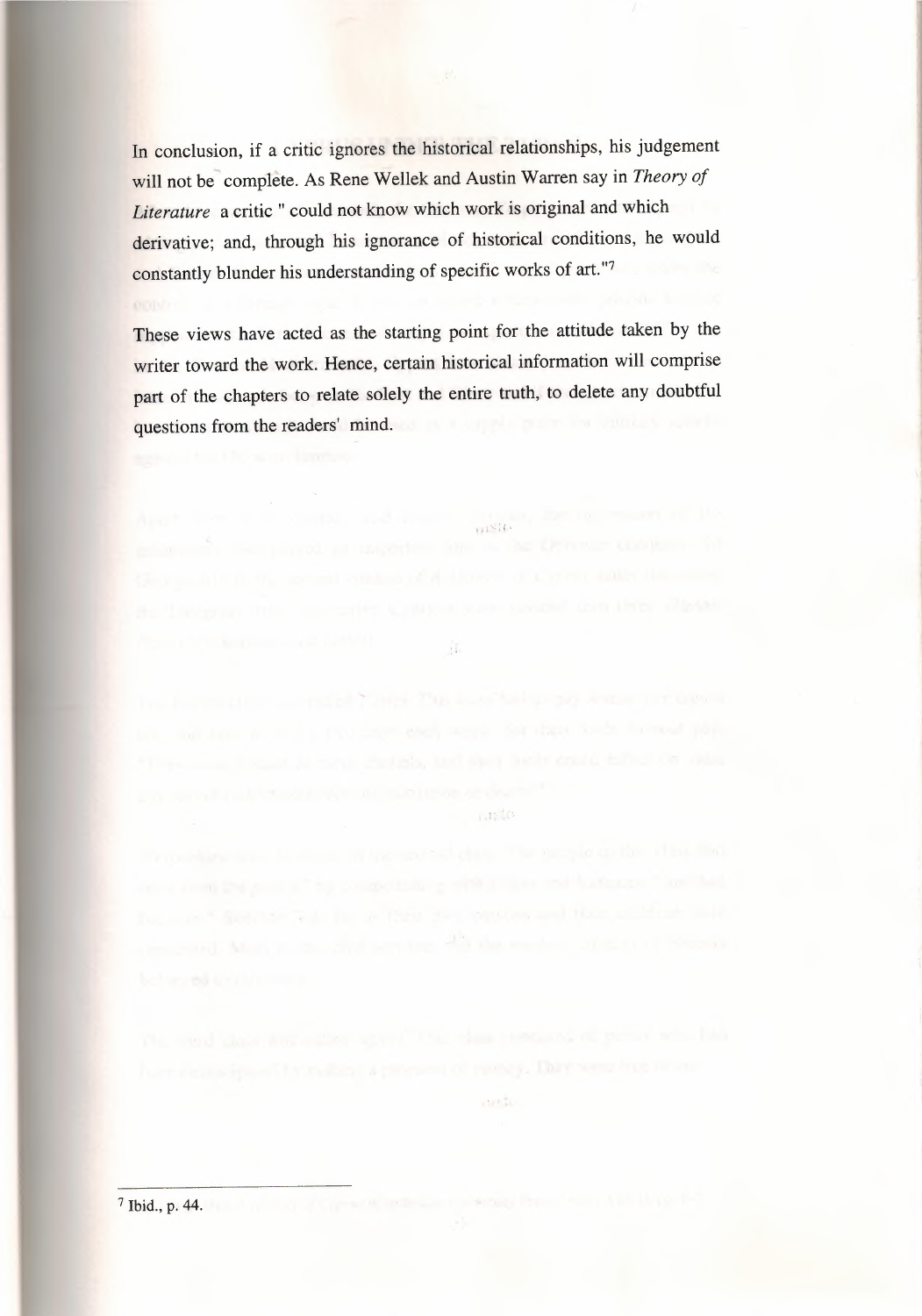In conclusion, if a critic ignores the historical relationships, his judgement will not be complete. As Rene Wellek and Austin Warren say in *Theory of Literature* a critic " could not know which work is original and which derivative; and, through his ignorance of historical conditions, he would constantly blunder his understanding of specific works of art."[7]

These views have acted as the starting point for the attitude taken by the writer toward the work. Hence, certain historical information will comprise part of the chapters to relate solely the entire truth, to delete any doubtful questions from the readers' mind.

---

[7] Ibid., p. 44.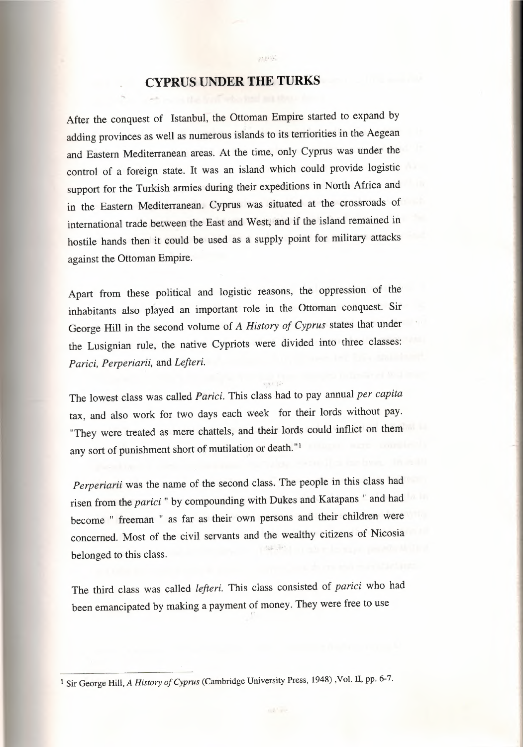## CYPRUS UNDER THE TURKS

After the conquest of Istanbul, the Ottoman Empire started to expand by adding provinces as well as numerous islands to its terriorities in the Aegean and Eastern Mediterranean areas. At the time, only Cyprus was under the control of a foreign state. It was an island which could provide logistic support for the Turkish armies during their expeditions in North Africa and in the Eastern Mediterranean. Cyprus was situated at the crossroads of international trade between the East and West, and if the island remained in hostile hands then it could be used as a supply point for military attacks against the Ottoman Empire.

Apart from these political and logistic reasons, the oppression of the inhabitants also played an important role in the Ottoman conquest. Sir George Hill in the second volume of *A History of Cyprus* states that under the Lusignian rule, the native Cypriots were divided into three classes: *Parici, Perperiarii,* and *Lefteri.*

The lowest class was called *Parici*. This class had to pay annual *per capita* tax, and also work for two days each week for their lords without pay. "They were treated as mere chattels, and their lords could inflict on them any sort of punishment short of mutilation or death."[1]

*Perperiarii* was the name of the second class. The people in this class had risen from the *parici* " by compounding with Dukes and Katapans " and had become " freeman " as far as their own persons and their children were concerned. Most of the civil servants and the wealthy citizens of Nicosia belonged to this class.

The third class was called *lefteri.* This class consisted of *parici* who had been emancipated by making a payment of money. They were free to use

---

[1] Sir George Hill, *A History of Cyprus* (Cambridge University Press, 1948) ,Vol. II, pp. 6-7.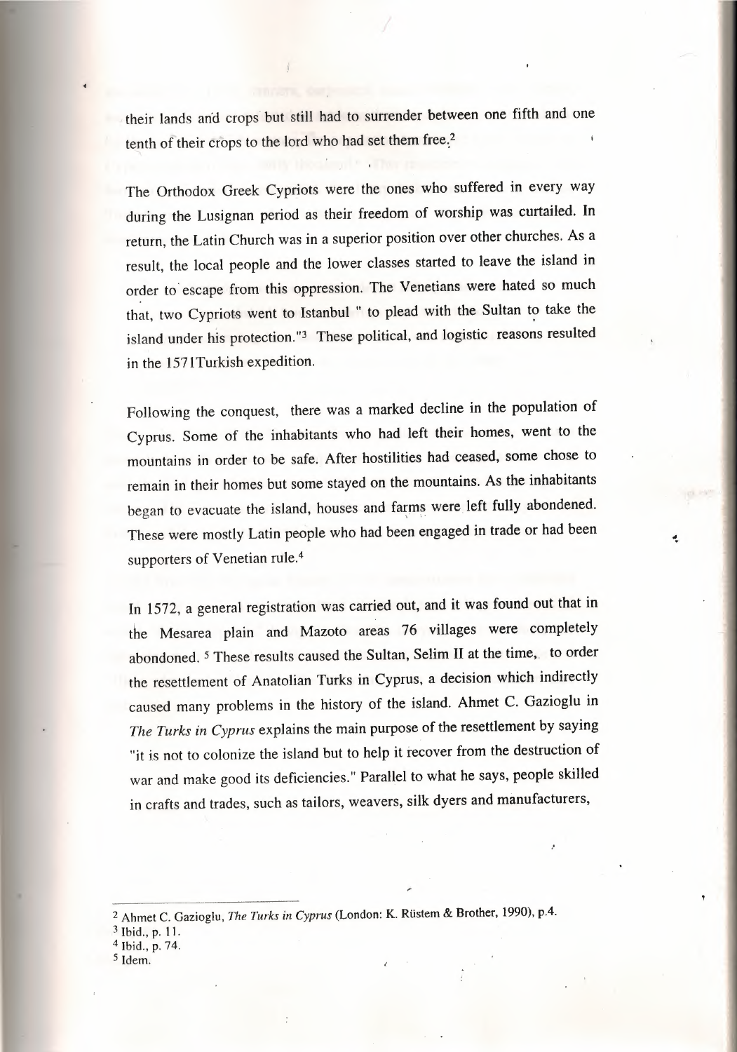their lands and crops but still had to surrender between one fifth and one tenth of their crops to the lord who had set them free.[2]

The Orthodox Greek Cypriots were the ones who suffered in every way during the Lusignan period as their freedom of worship was curtailed. In return, the Latin Church was in a superior position over other churches. As a result, the local people and the lower classes started to leave the island in order to escape from this oppression. The Venetians were hated so much that, two Cypriots went to Istanbul " to plead with the Sultan to take the island under his protection."[3] These political, and logistic reasons resulted in the 1571Turkish expedition.

Following the conquest, there was a marked decline in the population of Cyprus. Some of the inhabitants who had left their homes, went to the mountains in order to be safe. After hostilities had ceased, some chose to remain in their homes but some stayed on the mountains. As the inhabitants began to evacuate the island, houses and farms were left fully abondened. These were mostly Latin people who had been engaged in trade or had been supporters of Venetian rule.[4]

In 1572, a general registration was carried out, and it was found out that in the Mesarea plain and Mazoto areas 76 villages were completely abondoned. [5] These results caused the Sultan, Selim II at the time, to order the resettlement of Anatolian Turks in Cyprus, a decision which indirectly caused many problems in the history of the island. Ahmet C. Gazioglu in *The Turks in Cyprus* explains the main purpose of the resettlement by saying "it is not to colonize the island but to help it recover from the destruction of war and make good its deficiencies." Parallel to what he says, people skilled in crafts and trades, such as tailors, weavers, silk dyers and manufacturers,

---

[2] Ahmet C. Gazioglu, *The Turks in Cyprus* (London: K. Rüstem & Brother, 1990), p.4.
[3] Ibid., p. 11.
[4] Ibid., p. 74.
[5] Idem.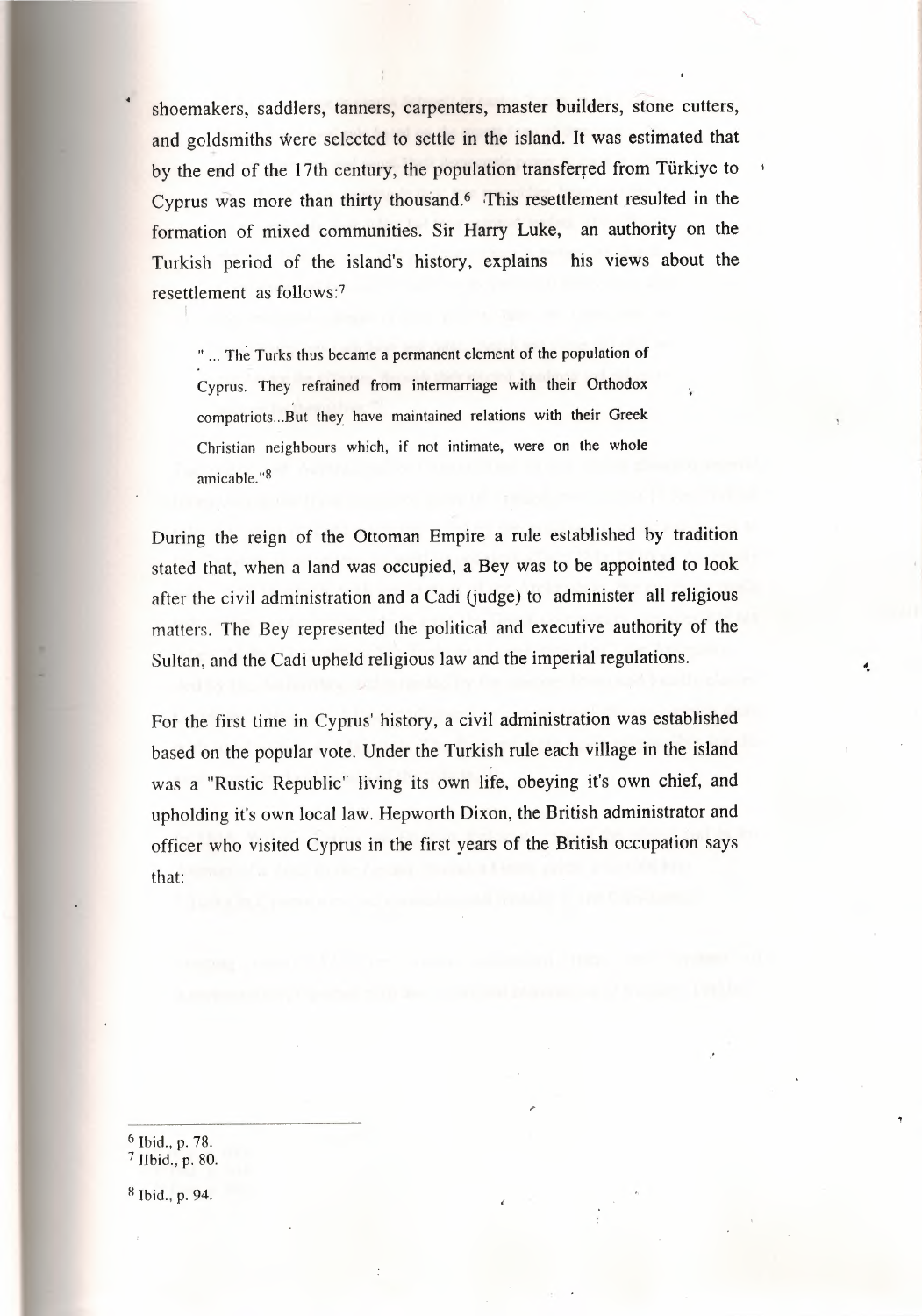shoemakers, saddlers, tanners, carpenters, master builders, stone cutters, and goldsmiths were selected to settle in the island. It was estimated that by the end of the 17th century, the population transferred from Türkiye to Cyprus was more than thirty thousand.[6] This resettlement resulted in the formation of mixed communities. Sir Harry Luke, an authority on the Turkish period of the island's history, explains his views about the resettlement as follows:[7]

> " ... The Turks thus became a permanent element of the population of Cyprus. They refrained from intermarriage with their Orthodox compatriots...But they have maintained relations with their Greek Christian neighbours which, if not intimate, were on the whole amicable."[8]

During the reign of the Ottoman Empire a rule established by tradition stated that, when a land was occupied, a Bey was to be appointed to look after the civil administration and a Cadi (judge) to administer all religious matters. The Bey represented the political and executive authority of the Sultan, and the Cadi upheld religious law and the imperial regulations.

For the first time in Cyprus' history, a civil administration was established based on the popular vote. Under the Turkish rule each village in the island was a "Rustic Republic" living its own life, obeying it's own chief, and upholding it's own local law. Hepworth Dixon, the British administrator and officer who visited Cyprus in the first years of the British occupation says that:

---

[6] Ibid., p. 78.
[7] IIbid., p. 80.
[8] Ibid., p. 94.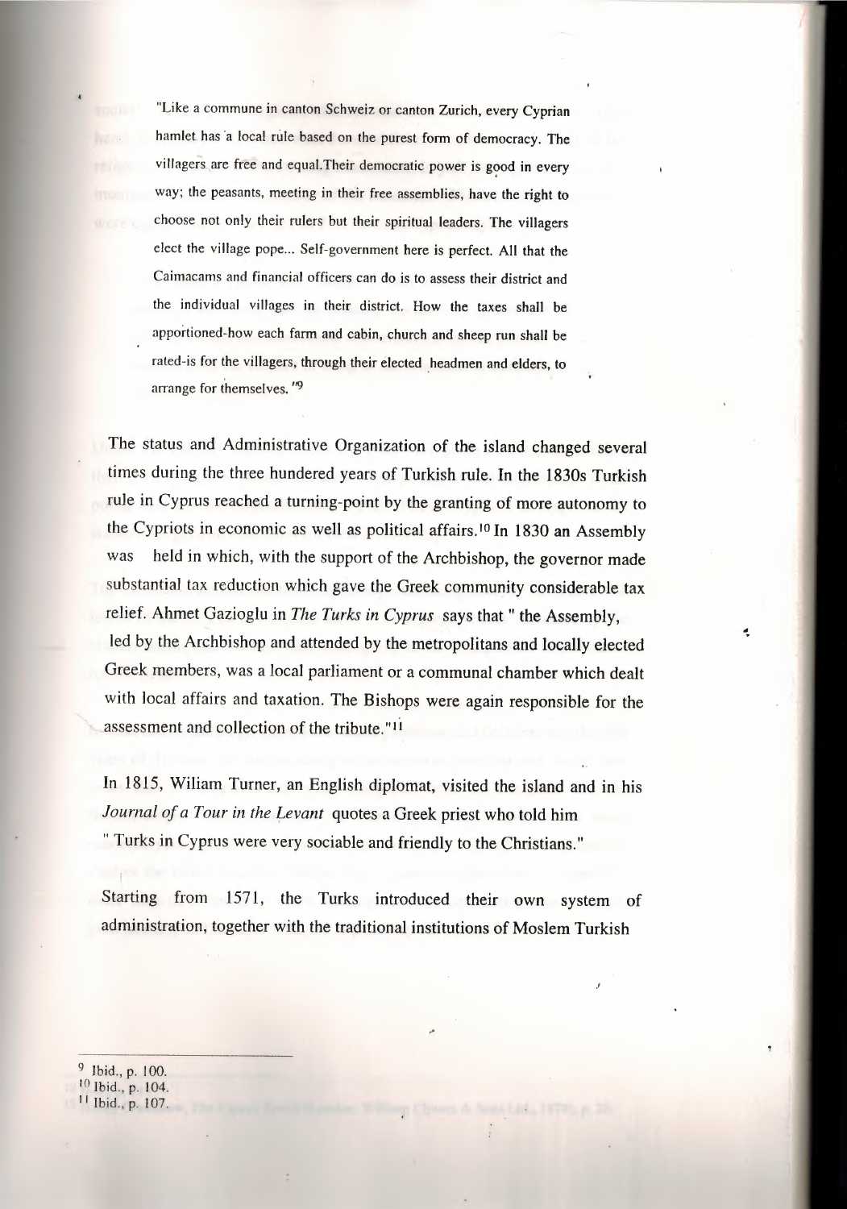> "Like a commune in canton Schweiz or canton Zurich, every Cyprian hamlet has a local rule based on the purest form of democracy. The villagers are free and equal.Their democratic power is good in every way; the peasants, meeting in their free assemblies, have the right to choose not only their rulers but their spiritual leaders. The villagers elect the village pope... Self-government here is perfect. All that the Caimacams and financial officers can do is to assess their district and the individual villages in their district. How the taxes shall be apportioned-how each farm and cabin, church and sheep run shall be rated-is for the villagers, through their elected headmen and elders, to arrange for themselves. "[9]

The status and Administrative Organization of the island changed several times during the three hundered years of Turkish rule. In the 1830s Turkish rule in Cyprus reached a turning-point by the granting of more autonomy to the Cypriots in economic as well as political affairs.[10] In 1830 an Assembly was held in which, with the support of the Archbishop, the governor made substantial tax reduction which gave the Greek community considerable tax relief. Ahmet Gazioglu in *The Turks in Cyprus* says that " the Assembly, led by the Archbishop and attended by the metropolitans and locally elected Greek members, was a local parliament or a communal chamber which dealt with local affairs and taxation. The Bishops were again responsible for the assessment and collection of the tribute."[11]

In 1815, Wiliam Turner, an English diplomat, visited the island and in his *Journal of a Tour in the Levant* quotes a Greek priest who told him " Turks in Cyprus were very sociable and friendly to the Christians."

Starting from 1571, the Turks introduced their own system of administration, together with the traditional institutions of Moslem Turkish

---

[9] Ibid., p. 100.
[10] Ibid., p. 104.
[11] Ibid., p. 107.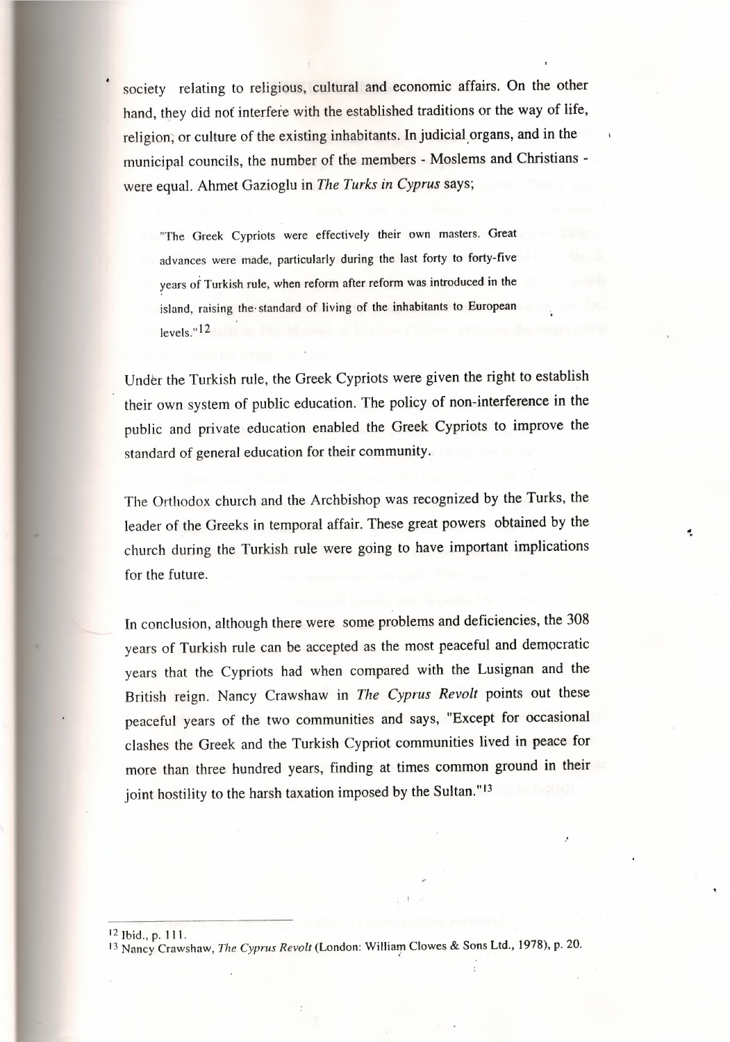society relating to religious, cultural and economic affairs. On the other hand, they did not interfere with the established traditions or the way of life, religion, or culture of the existing inhabitants. In judicial organs, and in the municipal councils, the number of the members - Moslems and Christians - were equal. Ahmet Gazioglu in *The Turks in Cyprus* says;

> "The Greek Cypriots were effectively their own masters. Great advances were made, particularly during the last forty to forty-five years of Turkish rule, when reform after reform was introduced in the island, raising the standard of living of the inhabitants to European levels."[12]

Under the Turkish rule, the Greek Cypriots were given the right to establish their own system of public education. The policy of non-interference in the public and private education enabled the Greek Cypriots to improve the standard of general education for their community.

The Orthodox church and the Archbishop was recognized by the Turks, the leader of the Greeks in temporal affair. These great powers obtained by the church during the Turkish rule were going to have important implications for the future.

In conclusion, although there were some problems and deficiencies, the 308 years of Turkish rule can be accepted as the most peaceful and democratic years that the Cypriots had when compared with the Lusignan and the British reign. Nancy Crawshaw in *The Cyprus Revolt* points out these peaceful years of the two communities and says, "Except for occasional clashes the Greek and the Turkish Cypriot communities lived in peace for more than three hundred years, finding at times common ground in their joint hostility to the harsh taxation imposed by the Sultan."[13]

---

[12] Ibid., p. 111.

[13] Nancy Crawshaw, *The Cyprus Revolt* (London: William Clowes & Sons Ltd., 1978), p. 20.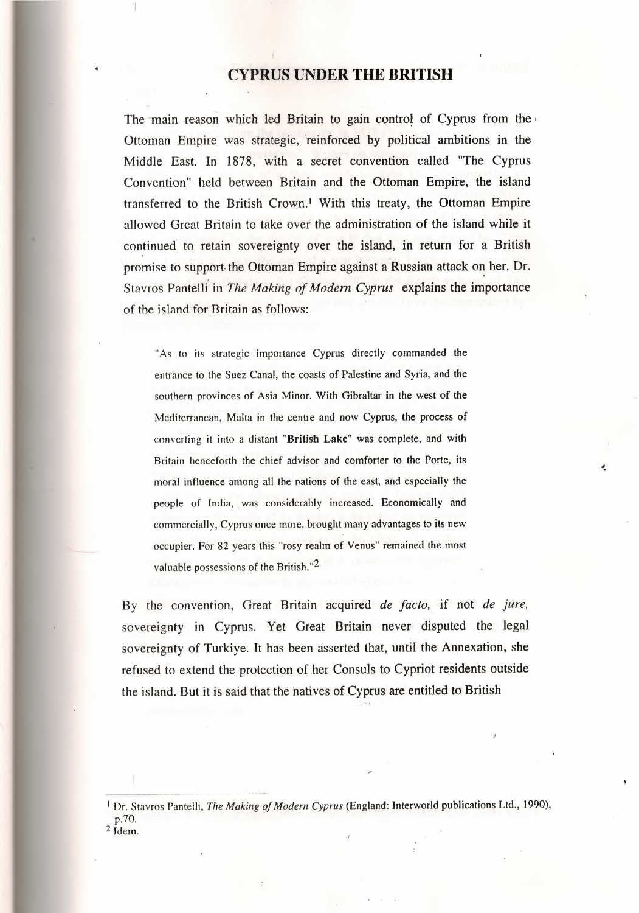# CYPRUS UNDER THE BRITISH

The main reason which led Britain to gain control of Cyprus from the Ottoman Empire was strategic, reinforced by political ambitions in the Middle East. In 1878, with a secret convention called "The Cyprus Convention" held between Britain and the Ottoman Empire, the island transferred to the British Crown.[1] With this treaty, the Ottoman Empire allowed Great Britain to take over the administration of the island while it continued to retain sovereignty over the island, in return for a British promise to support the Ottoman Empire against a Russian attack on her. Dr. Stavros Pantelli in *The Making of Modern Cyprus* explains the importance of the island for Britain as follows:

> "As to its strategic importance Cyprus directly commanded the entrance to the Suez Canal, the coasts of Palestine and Syria, and the southern provinces of Asia Minor. With Gibraltar in the west of the Mediterranean, Malta in the centre and now Cyprus, the process of converting it into a distant "**British Lake**" was complete, and with Britain henceforth the chief advisor and comforter to the Porte, its moral influence among all the nations of the east, and especially the people of India, was considerably increased. Economically and commercially, Cyprus once more, brought many advantages to its new occupier. For 82 years this "rosy realm of Venus" remained the most valuable possessions of the British."[2]

By the convention, Great Britain acquired *de facto,* if not *de jure,* sovereignty in Cyprus. Yet Great Britain never disputed the legal sovereignty of Turkiye. It has been asserted that, until the Annexation, she refused to extend the protection of her Consuls to Cypriot residents outside the island. But it is said that the natives of Cyprus are entitled to British

---

[1] Dr. Stavros Pantelli, *The Making of Modern Cyprus* (England: Interworld publications Ltd., 1990), p.70.

[2] Idem.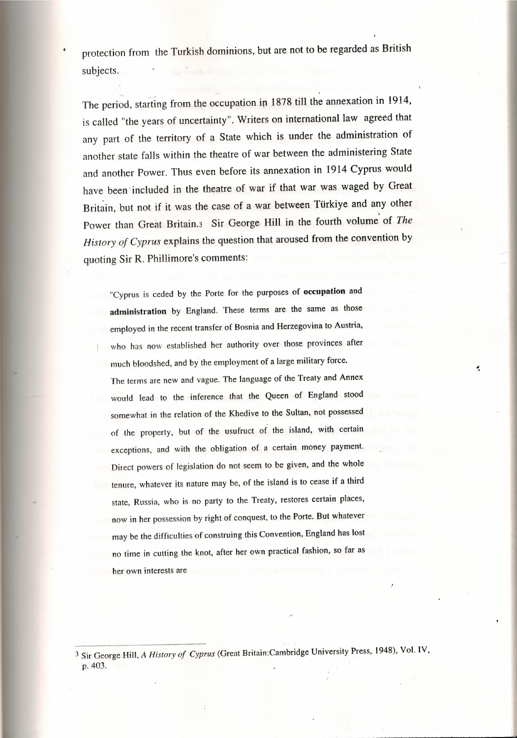protection from the Turkish dominions, but are not to be regarded as British subjects.

The period, starting from the occupation in 1878 till the annexation in 1914, is called "the years of uncertainty". Writers on international law agreed that any part of the territory of a State which is under the administration of another state falls within the theatre of war between the administering State and another Power. Thus even before its annexation in 1914 Cyprus would have been included in the theatre of war if that war was waged by Great Britain, but not if it was the case of a war between Türkiye and any other Power than Great Britain.[3] Sir George Hill in the fourth volume of *The History of Cyprus* explains the question that aroused from the convention by quoting Sir R. Phillimore's comments:

> "Cyprus is ceded by the Porte for the purposes of **occupation** and **administration** by England. These terms are the same as those employed in the recent transfer of Bosnia and Herzegovina to Austria, who has now established her authority over those provinces after much bloodshed, and by the employment of a large military force.
>
> The terms are new and vague. The language of the Treaty and Annex would lead to the inference that the Queen of England stood somewhat in the relation of the Khedive to the Sultan, not possessed of the property, but of the usufruct of the island, with certain exceptions, and with the obligation of a certain money payment. Direct powers of legislation do not seem to be given, and the whole tenure, whatever its nature may be, of the island is to cease if a third state, Russia, who is no party to the Treaty, restores certain places, now in her possession by right of conquest, to the Porte. But whatever may be the difficulties of construing this Convention, England has lost no time in cutting the knot, after her own practical fashion, so far as her own interests are

---

[3] Sir George Hill, *A History of Cyprus* (Great Britain:Cambridge University Press, 1948), Vol. IV, p. 403.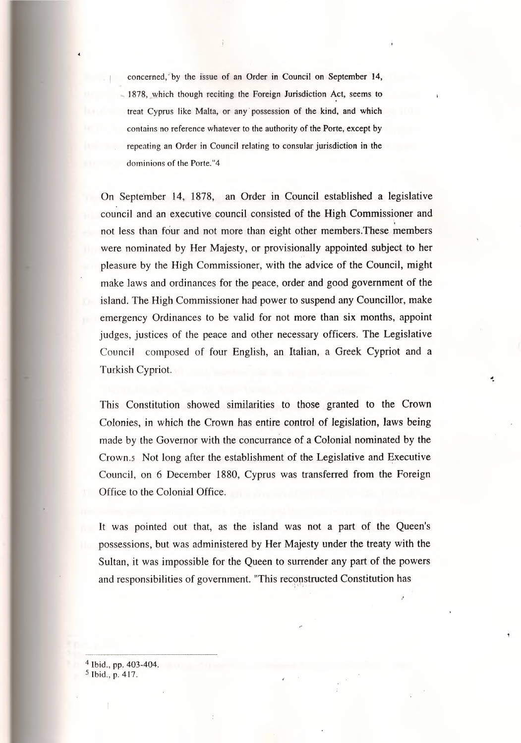concerned, by the issue of an Order in Council on September 14, 1878, which though reciting the Foreign Jurisdiction Act, seems to treat Cyprus like Malta, or any possession of the kind, and which contains no reference whatever to the authority of the Porte, except by repeating an Order in Council relating to consular jurisdiction in the dominions of the Porte."[4]

On September 14, 1878, an Order in Council established a legislative council and an executive council consisted of the High Commissioner and not less than four and not more than eight other members.These members were nominated by Her Majesty, or provisionally appointed subject to her pleasure by the High Commissioner, with the advice of the Council, might make laws and ordinances for the peace, order and good government of the island. The High Commissioner had power to suspend any Councillor, make emergency Ordinances to be valid for not more than six months, appoint judges, justices of the peace and other necessary officers. The Legislative Council composed of four English, an Italian, a Greek Cypriot and a Turkish Cypriot.

This Constitution showed similarities to those granted to the Crown Colonies, in which the Crown has entire control of legislation, laws being made by the Governor with the concurrance of a Colonial nominated by the Crown.[5] Not long after the establishment of the Legislative and Executive Council, on 6 December 1880, Cyprus was transferred from the Foreign Office to the Colonial Office.

It was pointed out that, as the island was not a part of the Queen's possessions, but was administered by Her Majesty under the treaty with the Sultan, it was impossible for the Queen to surrender any part of the powers and responsibilities of government. "This reconstructed Constitution has

---

[4] Ibid., pp. 403-404.
[5] Ibid., p. 417.